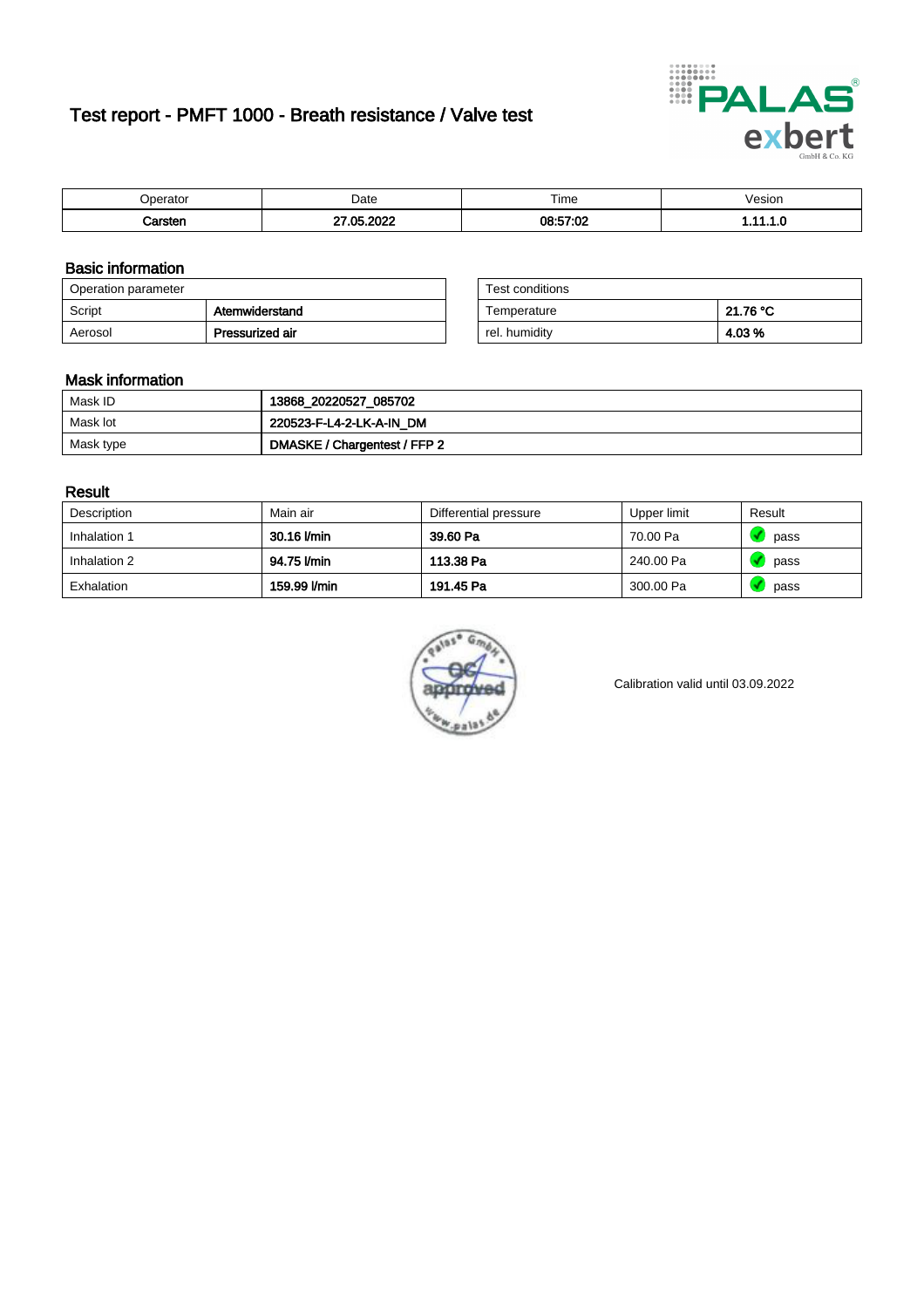# Test report - PMFT 1000 - Breath resistance / Valve test

| Operator | Date | Time | Vesion |
|---|---|---|---|
| **Carsten** | **27.05.2022** | **08:57:02** | **1.11.1.0** |

## Basic information

| Operation parameter | |
|---|---|
| Script | **Atemwiderstand** |
| Aerosol | **Pressurized air** |

| Test conditions | |
|---|---|
| Temperature | **21.76 °C** |
| rel. humidity | **4.03 %** |

## Mask information

| | |
|---|---|
| Mask ID | **13868_20220527_085702** |
| Mask lot | **220523-F-L4-2-LK-A-IN_DM** |
| Mask type | **DMASKE / Chargentest / FFP 2** |

## Result

| Description | Main air | Differential pressure | Upper limit | Result |
|---|---|---|---|---|
| Inhalation 1 | **30.16 l/min** | **39.60 Pa** | 70.00 Pa | pass |
| Inhalation 2 | **94.75 l/min** | **113.38 Pa** | 240.00 Pa | pass |
| Exhalation | **159.99 l/min** | **191.45 Pa** | 300.00 Pa | pass |

Calibration valid until 03.09.2022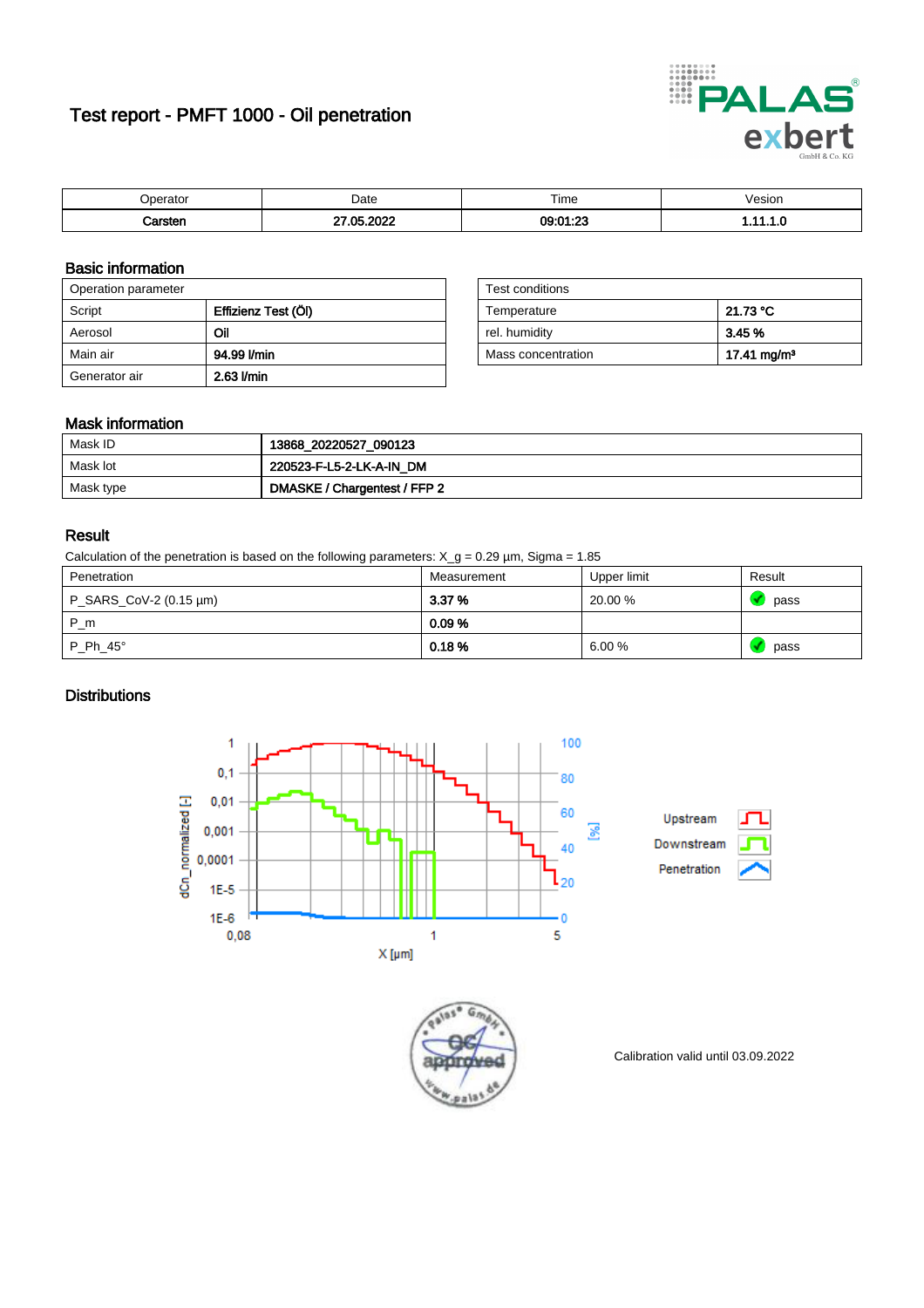# Test report - PMFT 1000 - Oil penetration

PALAS exbert GmbH & Co. KG

| Operator | Date | Time | Vesion |
|---|---|---|---|
| **Carsten** | **27.05.2022** | **09:01:23** | **1.11.1.0** |

## Basic information

| Operation parameter | |
|---|---|
| Script | **Effizienz Test (Öl)** |
| Aerosol | **Oil** |
| Main air | **94.99 l/min** |
| Generator air | **2.63 l/min** |

| Test conditions | |
|---|---|
| Temperature | **21.73 °C** |
| rel. humidity | **3.45 %** |
| Mass concentration | **17.41 mg/m³** |

## Mask information

| | |
|---|---|
| Mask ID | **13868_20220527_090123** |
| Mask lot | **220523-F-L5-2-LK-A-IN_DM** |
| Mask type | **DMASKE / Chargentest / FFP 2** |

## Result

Calculation of the penetration is based on the following parameters: X_g = 0.29 µm, Sigma = 1.85

| Penetration | Measurement | Upper limit | Result |
|---|---|---|---|
| P_SARS_CoV-2 (0.15 µm) | **3.37 %** | 20.00 % | pass |
| P_m | **0.09 %** | | |
| P_Ph_45° | **0.18 %** | 6.00 % | pass |

## Distributions

dCn_normalized [-]
1
0,1
0,01
0,001
0,0001
1E-5
1E-6
0,08
1
5
X [µm]
[%]
100
80
60
40
20
0
Upstream
Downstream
Penetration

Palas® GmbH
QC approved
www.palas.de

Calibration valid until 03.09.2022